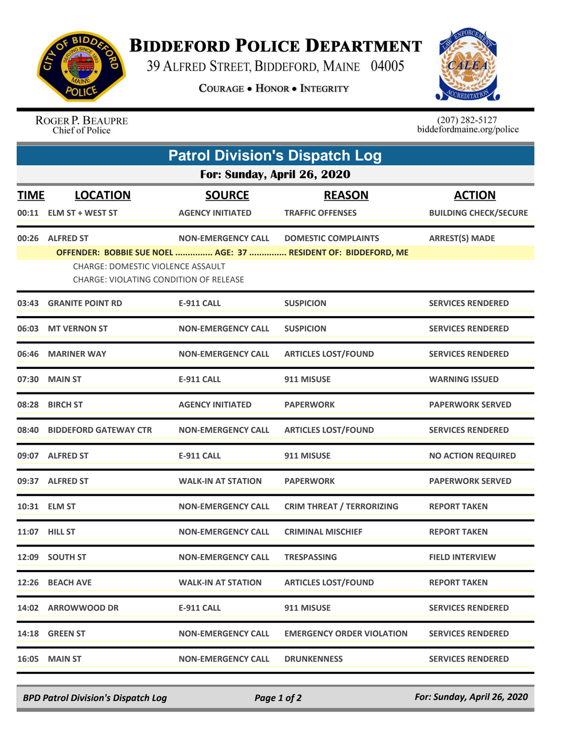# BIDDEFORD POLICE DEPARTMENT

39 ALFRED STREET, BIDDEFORD, MAINE 04005

COURAGE • HONOR • INTEGRITY

ROGER P. BEAUPRE
Chief of Police

(207) 282-5127
biddefordmaine.org/police

## Patrol Division's Dispatch Log

### For: Sunday, April 26, 2020

| TIME | LOCATION | SOURCE | REASON | ACTION |
|---|---|---|---|---|
| 00:11 | ELM ST + WEST ST | AGENCY INITIATED | TRAFFIC OFFENSES | BUILDING CHECK/SECURE |
| 00:26 | ALFRED ST | NON-EMERGENCY CALL | DOMESTIC COMPLAINTS | ARREST(S) MADE |

**OFFENDER: BOBBIE SUE NOEL ............... AGE: 37 ............... RESIDENT OF: BIDDEFORD, ME**

CHARGE: DOMESTIC VIOLENCE ASSAULT
CHARGE: VIOLATING CONDITION OF RELEASE

| TIME | LOCATION | SOURCE | REASON | ACTION |
|---|---|---|---|---|
| 03:43 | GRANITE POINT RD | E-911 CALL | SUSPICION | SERVICES RENDERED |
| 06:03 | MT VERNON ST | NON-EMERGENCY CALL | SUSPICION | SERVICES RENDERED |
| 06:46 | MARINER WAY | NON-EMERGENCY CALL | ARTICLES LOST/FOUND | SERVICES RENDERED |
| 07:30 | MAIN ST | E-911 CALL | 911 MISUSE | WARNING ISSUED |
| 08:28 | BIRCH ST | AGENCY INITIATED | PAPERWORK | PAPERWORK SERVED |
| 08:40 | BIDDEFORD GATEWAY CTR | NON-EMERGENCY CALL | ARTICLES LOST/FOUND | SERVICES RENDERED |
| 09:07 | ALFRED ST | E-911 CALL | 911 MISUSE | NO ACTION REQUIRED |
| 09:37 | ALFRED ST | WALK-IN AT STATION | PAPERWORK | PAPERWORK SERVED |
| 10:31 | ELM ST | NON-EMERGENCY CALL | CRIM THREAT / TERRORIZING | REPORT TAKEN |
| 11:07 | HILL ST | NON-EMERGENCY CALL | CRIMINAL MISCHIEF | REPORT TAKEN |
| 12:09 | SOUTH ST | NON-EMERGENCY CALL | TRESPASSING | FIELD INTERVIEW |
| 12:26 | BEACH AVE | WALK-IN AT STATION | ARTICLES LOST/FOUND | REPORT TAKEN |
| 14:02 | ARROWWOOD DR | E-911 CALL | 911 MISUSE | SERVICES RENDERED |
| 14:18 | GREEN ST | NON-EMERGENCY CALL | EMERGENCY ORDER VIOLATION | SERVICES RENDERED |
| 16:05 | MAIN ST | NON-EMERGENCY CALL | DRUNKENNESS | SERVICES RENDERED |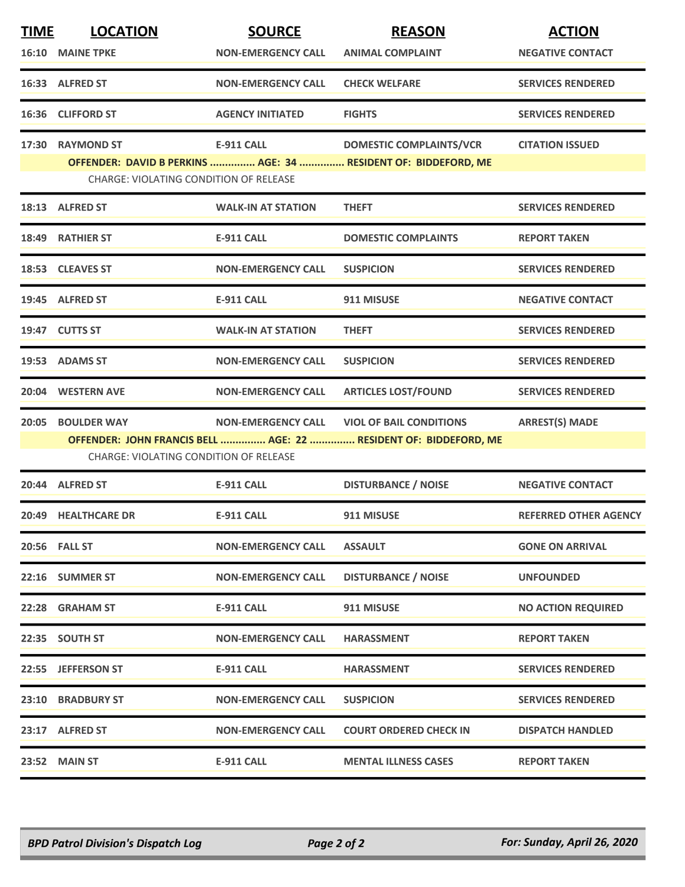| TIME | LOCATION | SOURCE | REASON | ACTION |
|---|---|---|---|---|
| 16:10 | MAINE TPKE | NON-EMERGENCY CALL | ANIMAL COMPLAINT | NEGATIVE CONTACT |
| 16:33 | ALFRED ST | NON-EMERGENCY CALL | CHECK WELFARE | SERVICES RENDERED |
| 16:36 | CLIFFORD ST | AGENCY INITIATED | FIGHTS | SERVICES RENDERED |
| 17:30 | RAYMOND ST | E-911 CALL | DOMESTIC COMPLAINTS/VCR | CITATION ISSUED |
| | **OFFENDER: DAVID B PERKINS ............... AGE: 34 ............... RESIDENT OF: BIDDEFORD, ME** | | | |
| | CHARGE: VIOLATING CONDITION OF RELEASE | | | |
| 18:13 | ALFRED ST | WALK-IN AT STATION | THEFT | SERVICES RENDERED |
| 18:49 | RATHIER ST | E-911 CALL | DOMESTIC COMPLAINTS | REPORT TAKEN |
| 18:53 | CLEAVES ST | NON-EMERGENCY CALL | SUSPICION | SERVICES RENDERED |
| 19:45 | ALFRED ST | E-911 CALL | 911 MISUSE | NEGATIVE CONTACT |
| 19:47 | CUTTS ST | WALK-IN AT STATION | THEFT | SERVICES RENDERED |
| 19:53 | ADAMS ST | NON-EMERGENCY CALL | SUSPICION | SERVICES RENDERED |
| 20:04 | WESTERN AVE | NON-EMERGENCY CALL | ARTICLES LOST/FOUND | SERVICES RENDERED |
| 20:05 | BOULDER WAY | NON-EMERGENCY CALL | VIOL OF BAIL CONDITIONS | ARREST(S) MADE |
| | **OFFENDER: JOHN FRANCIS BELL ............... AGE: 22 ............... RESIDENT OF: BIDDEFORD, ME** | | | |
| | CHARGE: VIOLATING CONDITION OF RELEASE | | | |
| 20:44 | ALFRED ST | E-911 CALL | DISTURBANCE / NOISE | NEGATIVE CONTACT |
| 20:49 | HEALTHCARE DR | E-911 CALL | 911 MISUSE | REFERRED OTHER AGENCY |
| 20:56 | FALL ST | NON-EMERGENCY CALL | ASSAULT | GONE ON ARRIVAL |
| 22:16 | SUMMER ST | NON-EMERGENCY CALL | DISTURBANCE / NOISE | UNFOUNDED |
| 22:28 | GRAHAM ST | E-911 CALL | 911 MISUSE | NO ACTION REQUIRED |
| 22:35 | SOUTH ST | NON-EMERGENCY CALL | HARASSMENT | REPORT TAKEN |
| 22:55 | JEFFERSON ST | E-911 CALL | HARASSMENT | SERVICES RENDERED |
| 23:10 | BRADBURY ST | NON-EMERGENCY CALL | SUSPICION | SERVICES RENDERED |
| 23:17 | ALFRED ST | NON-EMERGENCY CALL | COURT ORDERED CHECK IN | DISPATCH HANDLED |
| 23:52 | MAIN ST | E-911 CALL | MENTAL ILLNESS CASES | REPORT TAKEN |